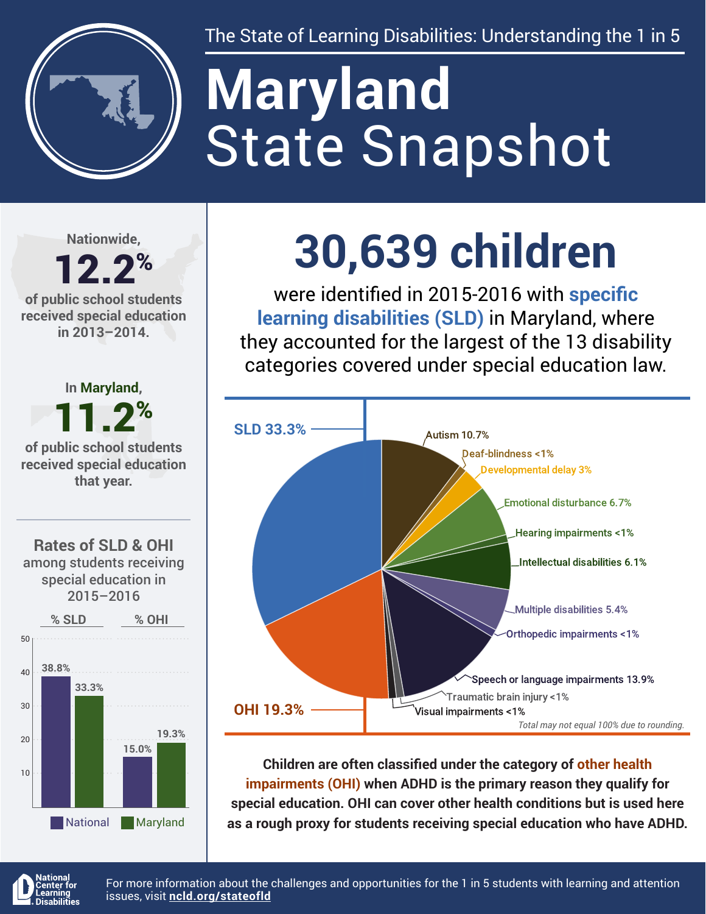The State of Learning Disabilities: Understanding the 1 in 5

# Maryland
# State Snapshot

Nationwide,

**12.2%**

of public school students received special education in 2013–2014.

In Maryland,

**11.2%**

of public school students received special education that year.

## Rates of SLD & OHI among students receiving special education in 2015–2016

| | National | Maryland |
|---|---|---|
| % SLD | 38.8% | 33.3% |
| % OHI | 15.0% | 19.3% |

# 30,639 children

were identified in 2015-2016 with **specific learning disabilities (SLD)** in Maryland, where they accounted for the largest of the 13 disability categories covered under special education law.

| Category | Percent |
|---|---|
| SLD | 33.3% |
| Autism | 10.7% |
| Deaf-blindness | <1% |
| Developmental delay | 3% |
| Emotional disturbance | 6.7% |
| Hearing impairments | <1% |
| Intellectual disabilities | 6.1% |
| Multiple disabilities | 5.4% |
| Orthopedic impairments | <1% |
| Speech or language impairments | 13.9% |
| Traumatic brain injury | <1% |
| Visual impairments | <1% |
| OHI | 19.3% |

*Total may not equal 100% due to rounding.*

**Children are often classified under the category of other health impairments (OHI) when ADHD is the primary reason they qualify for special education. OHI can cover other health conditions but is used here as a rough proxy for students receiving special education who have ADHD.**

National Center for Learning Disabilities

For more information about the challenges and opportunities for the 1 in 5 students with learning and attention issues, visit **ncld.org/stateofld**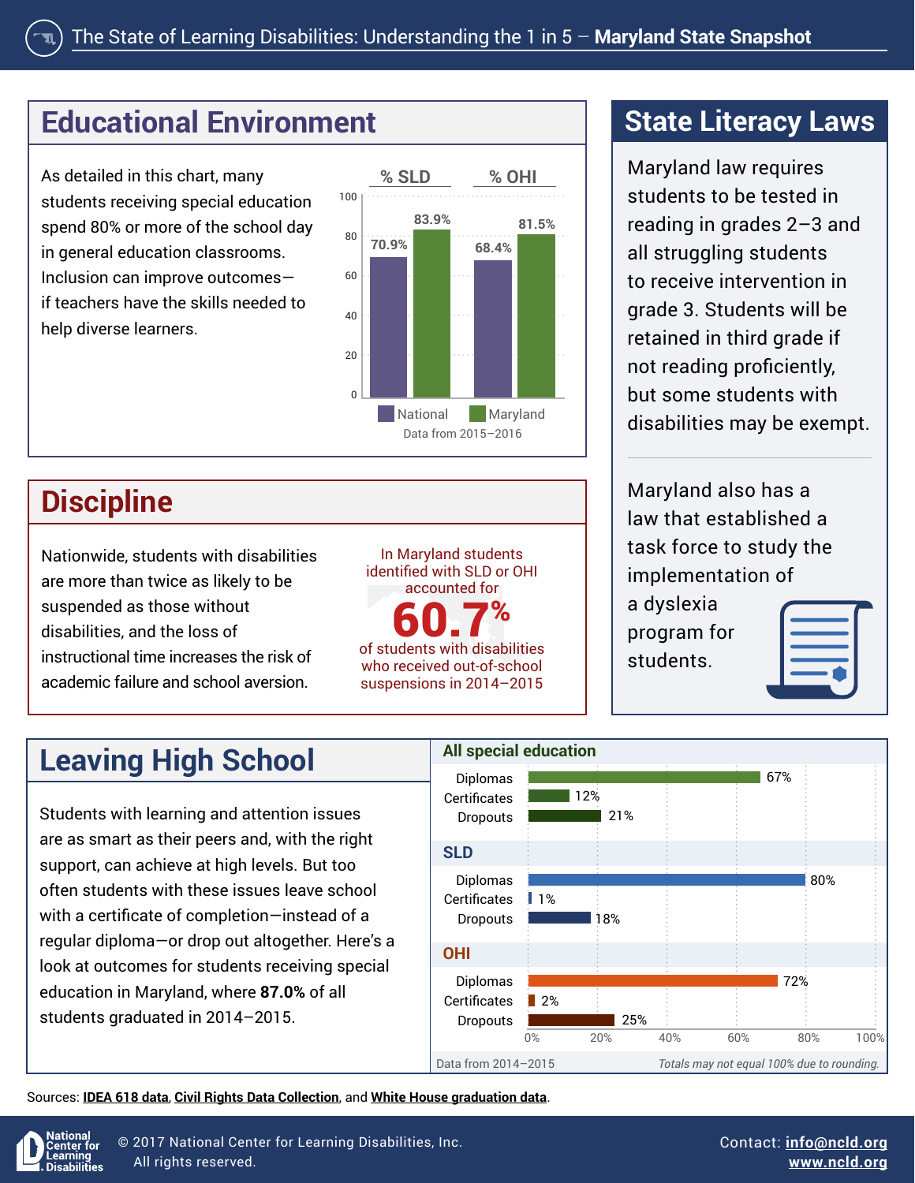# The State of Learning Disabilities: Understanding the 1 in 5 – **Maryland State Snapshot**

## Educational Environment

As detailed in this chart, many students receiving special education spend 80% or more of the school day in general education classrooms. Inclusion can improve outcomes—if teachers have the skills needed to help diverse learners.

% SLD
% OHI
100
80
60
40
20
0
70.9%
83.9%
68.4%
81.5%
National
Maryland
Data from 2015–2016

## State Literacy Laws

Maryland law requires students to be tested in reading in grades 2–3 and all struggling students to receive intervention in grade 3. Students will be retained in third grade if not reading proficiently, but some students with disabilities may be exempt.

Maryland also has a law that established a task force to study the implementation of a dyslexia program for students.

## Discipline

Nationwide, students with disabilities are more than twice as likely to be suspended as those without disabilities, and the loss of instructional time increases the risk of academic failure and school aversion.

In Maryland students identified with SLD or OHI accounted for **60.7%** of students with disabilities who received out-of-school suspensions in 2014–2015

## Leaving High School

Students with learning and attention issues are as smart as their peers and, with the right support, can achieve at high levels. But too often students with these issues leave school with a certificate of completion—instead of a regular diploma—or drop out altogether. Here's a look at outcomes for students receiving special education in Maryland, where **87.0%** of all students graduated in 2014–2015.

**All special education**
Diplomas 67%
Certificates 12%
Dropouts 21%

**SLD**
Diplomas 80%
Certificates 1%
Dropouts 18%

**OHI**
Diplomas 72%
Certificates 2%
Dropouts 25%

0% 20% 40% 60% 80% 100%

Data from 2014–2015

*Totals may not equal 100% due to rounding.*

Sources: **IDEA 618 data**, **Civil Rights Data Collection**, and **White House graduation data**.

National Center for Learning Disabilities

© 2017 National Center for Learning Disabilities, Inc. All rights reserved.

Contact: **info@ncld.org** **www.ncld.org**